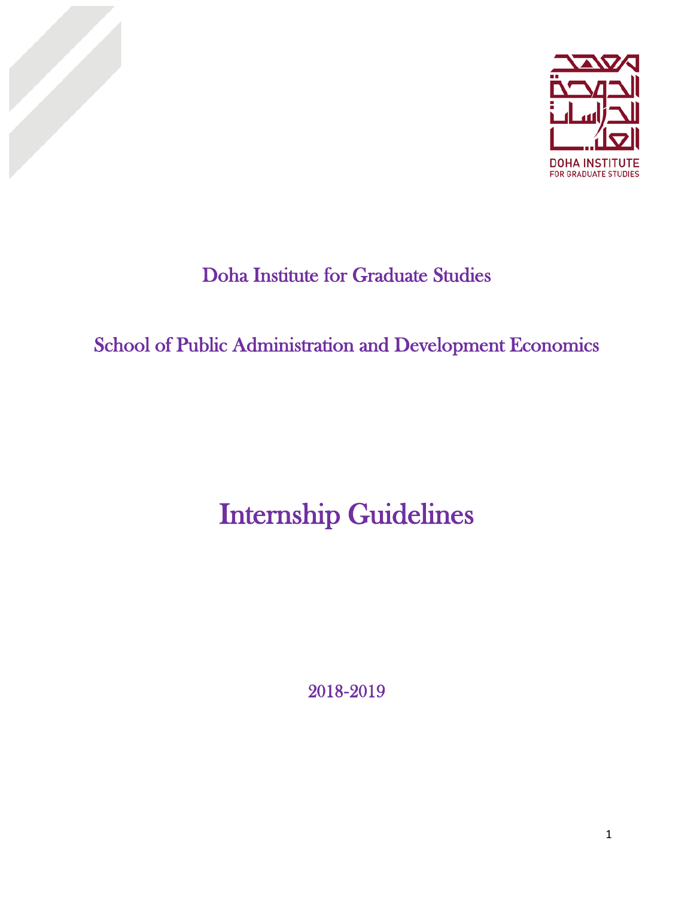معهد الدوحة للدراسات العليا

DOHA INSTITUTE FOR GRADUATE STUDIES

## Doha Institute for Graduate Studies

## School of Public Administration and Development Economics

# Internship Guidelines

2018-2019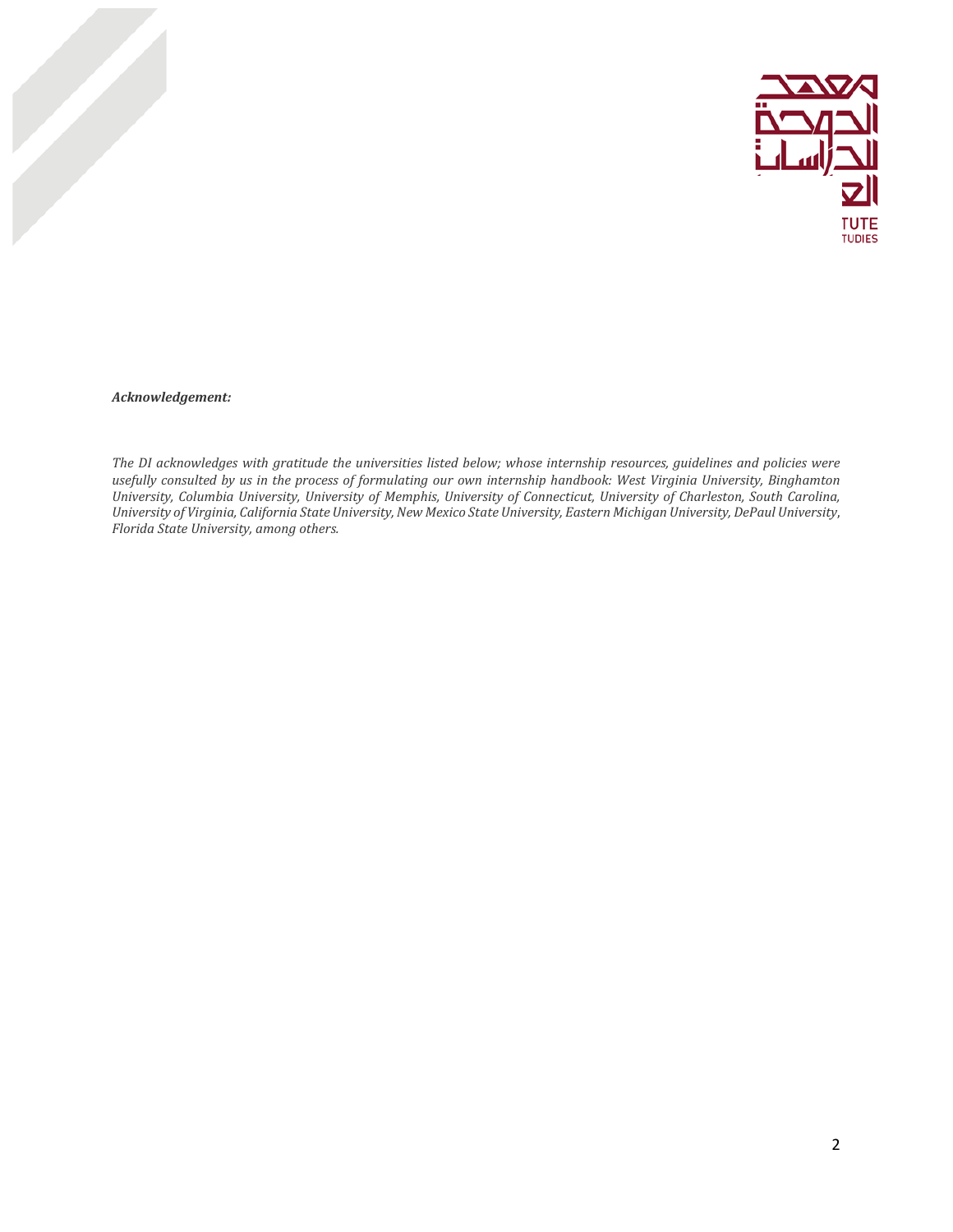***Acknowledgement:***

*The DI acknowledges with gratitude the universities listed below; whose internship resources, guidelines and policies were usefully consulted by us in the process of formulating our own internship handbook: West Virginia University, Binghamton University, Columbia University, University of Memphis, University of Connecticut, University of Charleston, South Carolina, University of Virginia, California State University, New Mexico State University, Eastern Michigan University, DePaul University, Florida State University, among others.*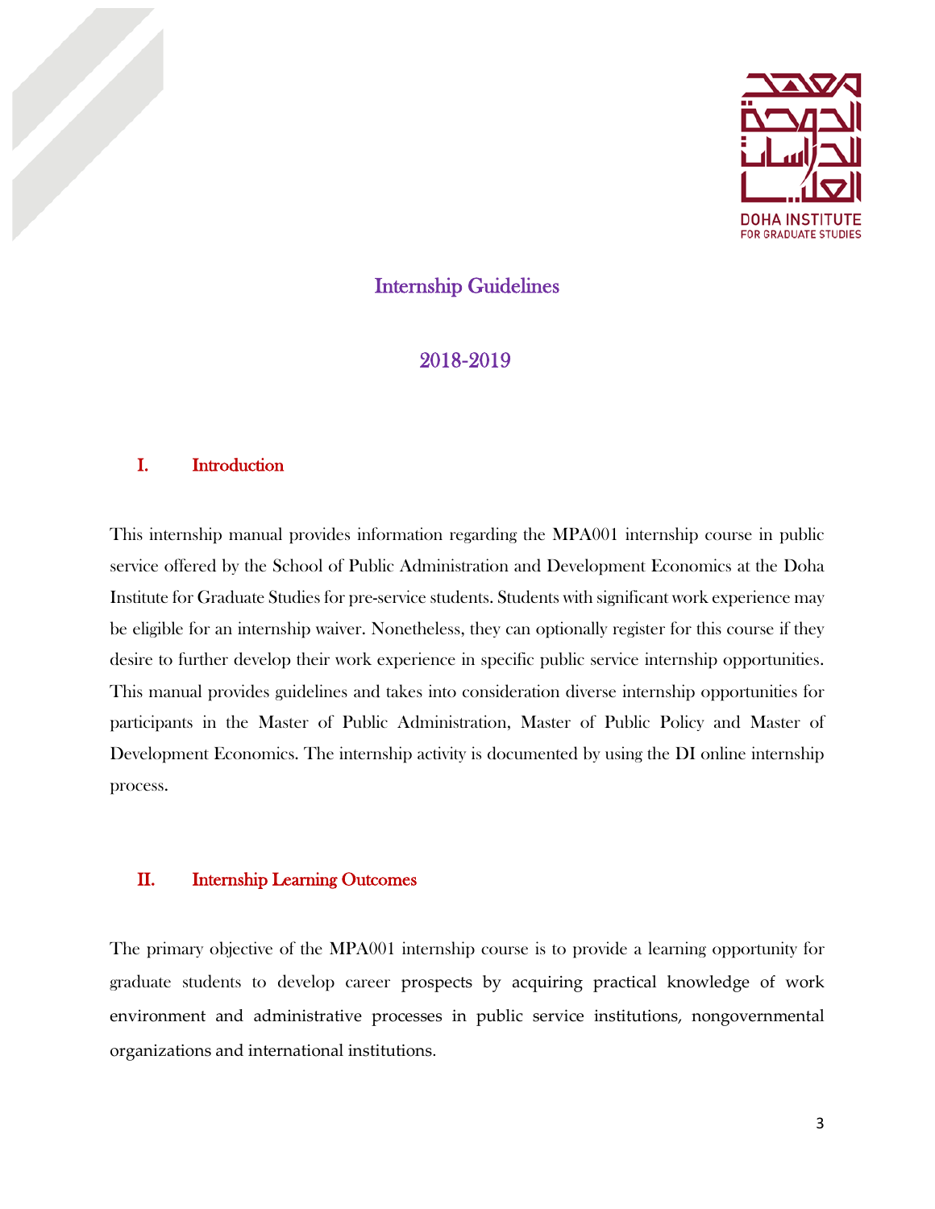# Internship Guidelines

# 2018-2019

## I. Introduction

This internship manual provides information regarding the MPA001 internship course in public service offered by the School of Public Administration and Development Economics at the Doha Institute for Graduate Studies for pre-service students. Students with significant work experience may be eligible for an internship waiver. Nonetheless, they can optionally register for this course if they desire to further develop their work experience in specific public service internship opportunities. This manual provides guidelines and takes into consideration diverse internship opportunities for participants in the Master of Public Administration, Master of Public Policy and Master of Development Economics. The internship activity is documented by using the DI online internship process.

## II. Internship Learning Outcomes

The primary objective of the MPA001 internship course is to provide a learning opportunity for graduate students to develop career prospects by acquiring practical knowledge of work environment and administrative processes in public service institutions, nongovernmental organizations and international institutions.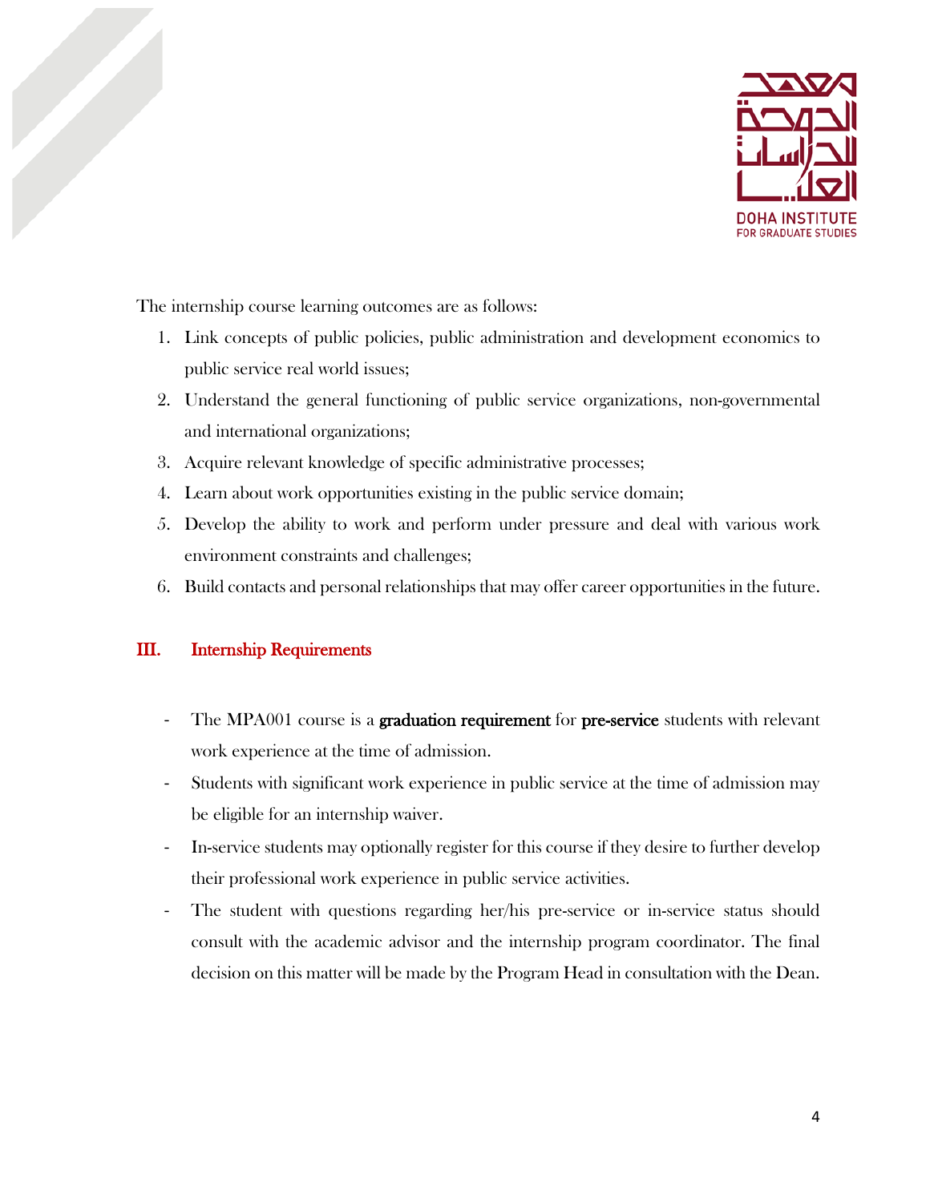The internship course learning outcomes are as follows:

1. Link concepts of public policies, public administration and development economics to public service real world issues;
2. Understand the general functioning of public service organizations, non-governmental and international organizations;
3. Acquire relevant knowledge of specific administrative processes;
4. Learn about work opportunities existing in the public service domain;
5. Develop the ability to work and perform under pressure and deal with various work environment constraints and challenges;
6. Build contacts and personal relationships that may offer career opportunities in the future.

## III. Internship Requirements

- The MPA001 course is a **graduation requirement** for **pre-service** students with relevant work experience at the time of admission.
- Students with significant work experience in public service at the time of admission may be eligible for an internship waiver.
- In-service students may optionally register for this course if they desire to further develop their professional work experience in public service activities.
- The student with questions regarding her/his pre-service or in-service status should consult with the academic advisor and the internship program coordinator. The final decision on this matter will be made by the Program Head in consultation with the Dean.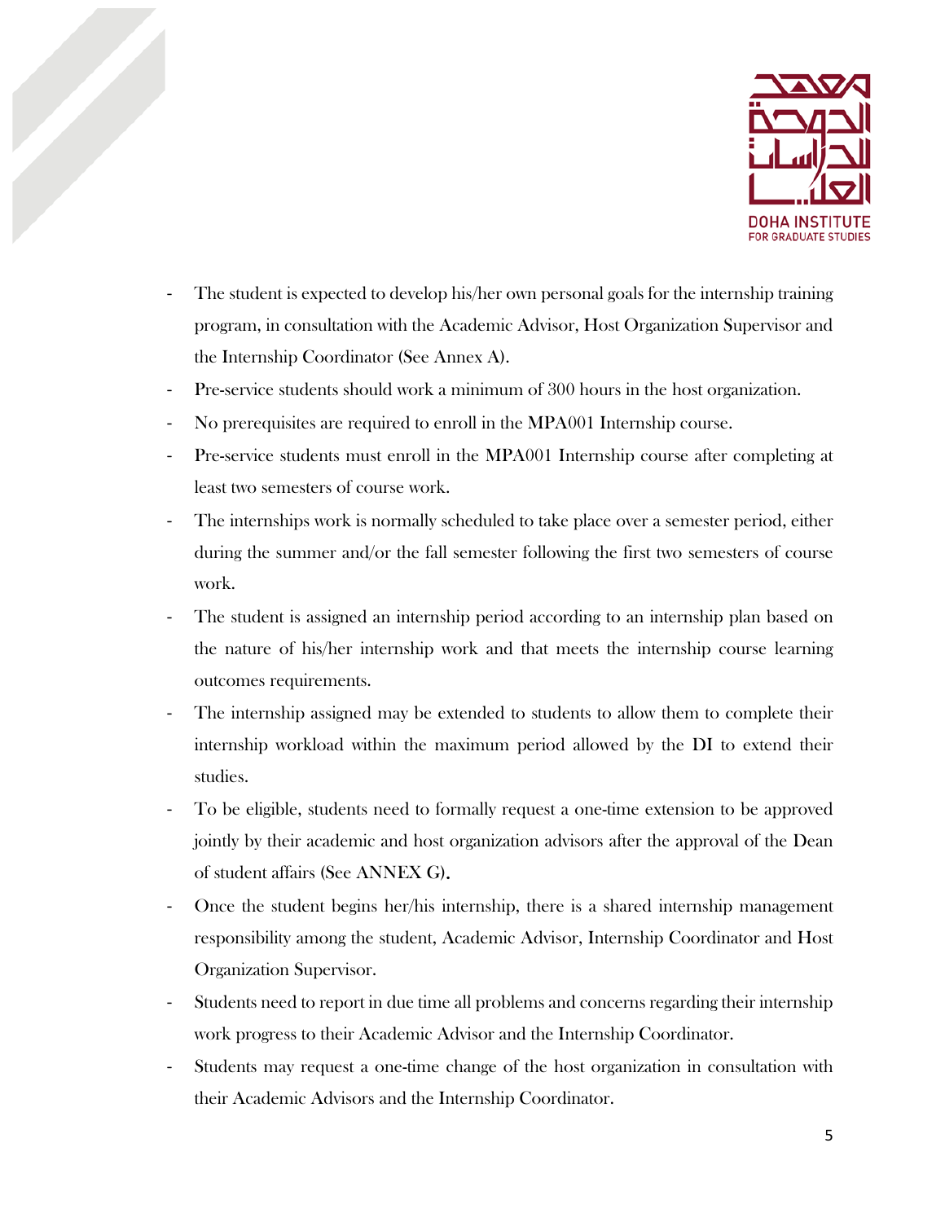- The student is expected to develop his/her own personal goals for the internship training program, in consultation with the Academic Advisor, Host Organization Supervisor and the Internship Coordinator (See Annex A).
- Pre-service students should work a minimum of 300 hours in the host organization.
- No prerequisites are required to enroll in the MPA001 Internship course.
- Pre-service students must enroll in the MPA001 Internship course after completing at least two semesters of course work.
- The internships work is normally scheduled to take place over a semester period, either during the summer and/or the fall semester following the first two semesters of course work.
- The student is assigned an internship period according to an internship plan based on the nature of his/her internship work and that meets the internship course learning outcomes requirements.
- The internship assigned may be extended to students to allow them to complete their internship workload within the maximum period allowed by the DI to extend their studies.
- To be eligible, students need to formally request a one-time extension to be approved jointly by their academic and host organization advisors after the approval of the Dean of student affairs (See ANNEX G).
- Once the student begins her/his internship, there is a shared internship management responsibility among the student, Academic Advisor, Internship Coordinator and Host Organization Supervisor.
- Students need to report in due time all problems and concerns regarding their internship work progress to their Academic Advisor and the Internship Coordinator.
- Students may request a one-time change of the host organization in consultation with their Academic Advisors and the Internship Coordinator.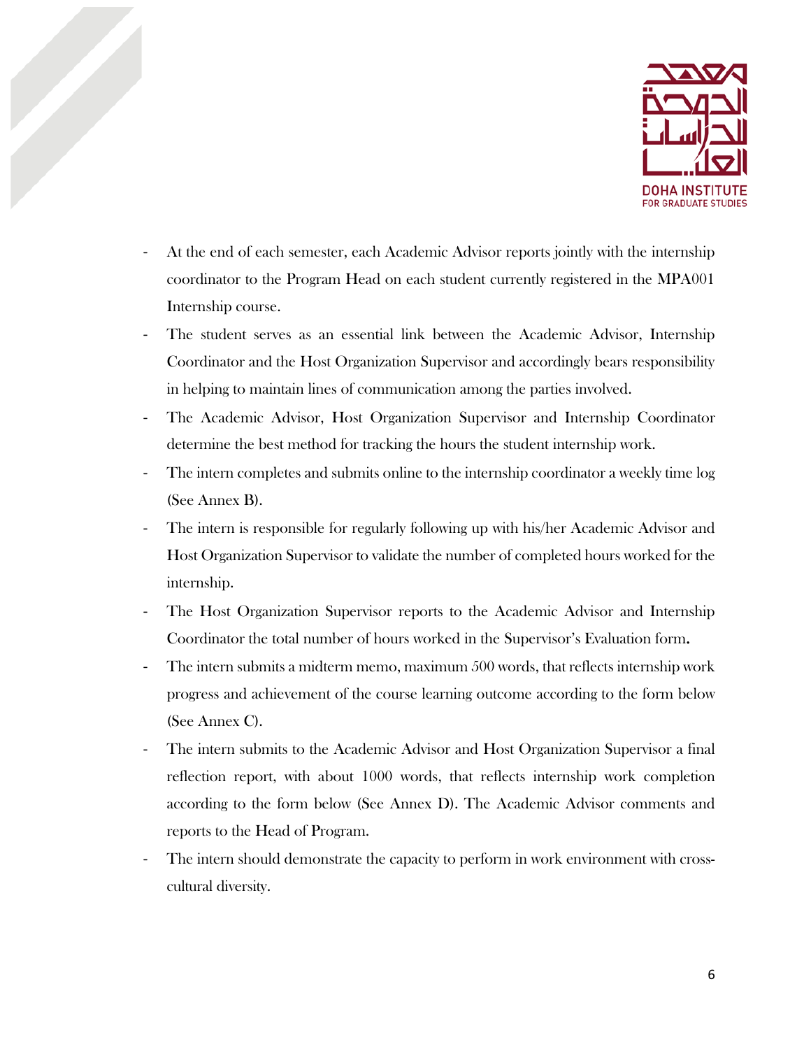- At the end of each semester, each Academic Advisor reports jointly with the internship coordinator to the Program Head on each student currently registered in the MPA001 Internship course.
- The student serves as an essential link between the Academic Advisor, Internship Coordinator and the Host Organization Supervisor and accordingly bears responsibility in helping to maintain lines of communication among the parties involved.
- The Academic Advisor, Host Organization Supervisor and Internship Coordinator determine the best method for tracking the hours the student internship work.
- The intern completes and submits online to the internship coordinator a weekly time log (See Annex B).
- The intern is responsible for regularly following up with his/her Academic Advisor and Host Organization Supervisor to validate the number of completed hours worked for the internship.
- The Host Organization Supervisor reports to the Academic Advisor and Internship Coordinator the total number of hours worked in the Supervisor's Evaluation form**.**
- The intern submits a midterm memo, maximum 500 words, that reflects internship work progress and achievement of the course learning outcome according to the form below (See Annex C).
- The intern submits to the Academic Advisor and Host Organization Supervisor a final reflection report, with about 1000 words, that reflects internship work completion according to the form below (See Annex D). The Academic Advisor comments and reports to the Head of Program.
- The intern should demonstrate the capacity to perform in work environment with cross-cultural diversity.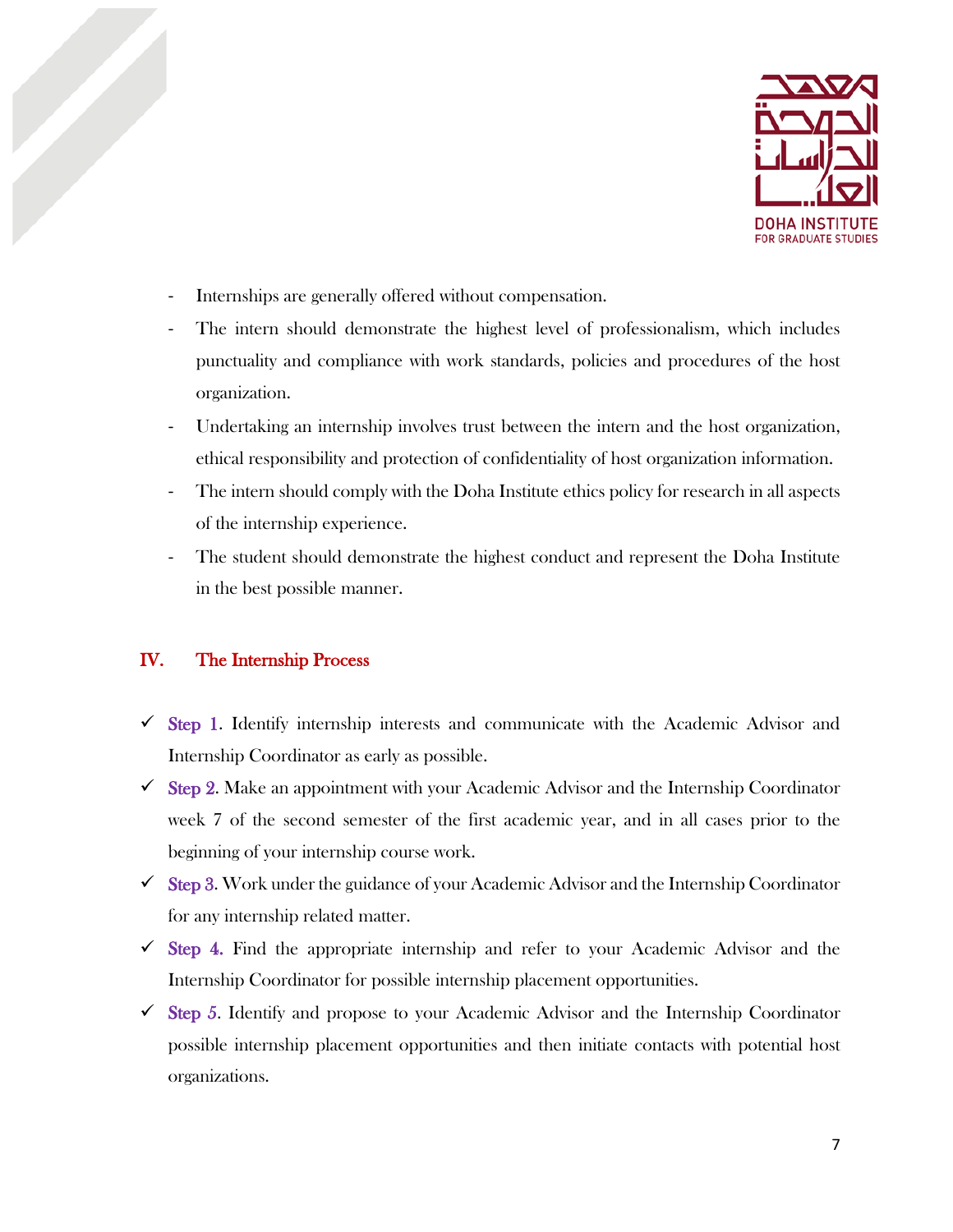- Internships are generally offered without compensation.
- The intern should demonstrate the highest level of professionalism, which includes punctuality and compliance with work standards, policies and procedures of the host organization.
- Undertaking an internship involves trust between the intern and the host organization, ethical responsibility and protection of confidentiality of host organization information.
- The intern should comply with the Doha Institute ethics policy for research in all aspects of the internship experience.
- The student should demonstrate the highest conduct and represent the Doha Institute in the best possible manner.

## IV. The Internship Process

- ✓ Step 1. Identify internship interests and communicate with the Academic Advisor and Internship Coordinator as early as possible.
- ✓ Step 2. Make an appointment with your Academic Advisor and the Internship Coordinator week 7 of the second semester of the first academic year, and in all cases prior to the beginning of your internship course work.
- ✓ Step 3. Work under the guidance of your Academic Advisor and the Internship Coordinator for any internship related matter.
- ✓ Step 4. Find the appropriate internship and refer to your Academic Advisor and the Internship Coordinator for possible internship placement opportunities.
- ✓ Step 5. Identify and propose to your Academic Advisor and the Internship Coordinator possible internship placement opportunities and then initiate contacts with potential host organizations.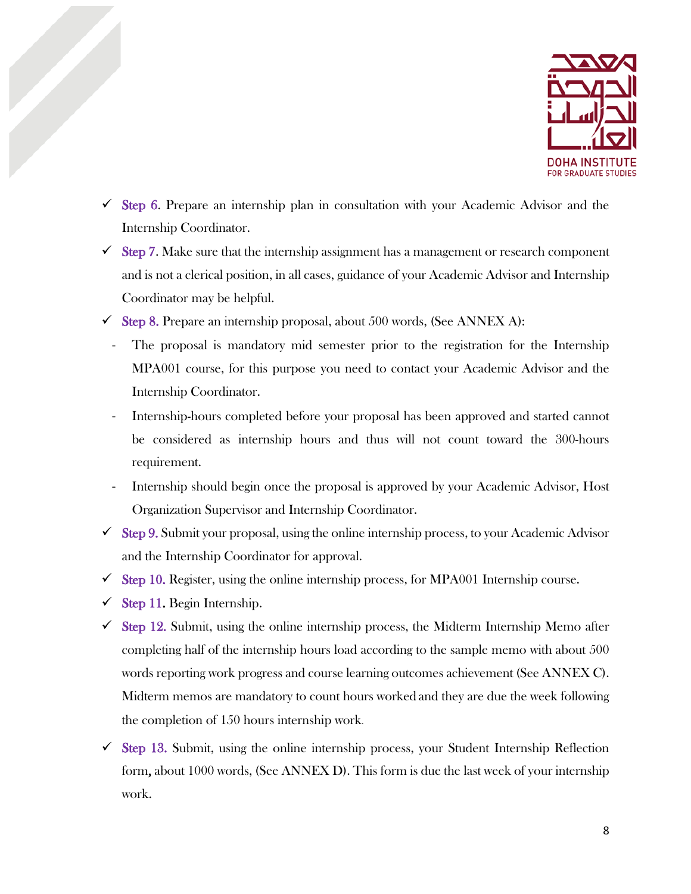- ✓ Step 6. Prepare an internship plan in consultation with your Academic Advisor and the Internship Coordinator.
- ✓ Step 7. Make sure that the internship assignment has a management or research component and is not a clerical position, in all cases, guidance of your Academic Advisor and Internship Coordinator may be helpful.
- ✓ Step 8. Prepare an internship proposal, about 500 words, (See ANNEX A):
  - The proposal is mandatory mid semester prior to the registration for the Internship MPA001 course, for this purpose you need to contact your Academic Advisor and the Internship Coordinator.
  - Internship-hours completed before your proposal has been approved and started cannot be considered as internship hours and thus will not count toward the 300-hours requirement.
  - Internship should begin once the proposal is approved by your Academic Advisor, Host Organization Supervisor and Internship Coordinator.
- ✓ Step 9. Submit your proposal, using the online internship process, to your Academic Advisor and the Internship Coordinator for approval.
- ✓ Step 10. Register, using the online internship process, for MPA001 Internship course.
- ✓ Step 11. Begin Internship.
- ✓ Step 12. Submit, using the online internship process, the Midterm Internship Memo after completing half of the internship hours load according to the sample memo with about 500 words reporting work progress and course learning outcomes achievement (See ANNEX C). Midterm memos are mandatory to count hours worked and they are due the week following the completion of 150 hours internship work.
- ✓ Step 13. Submit, using the online internship process, your Student Internship Reflection form, about 1000 words, (See ANNEX D). This form is due the last week of your internship work.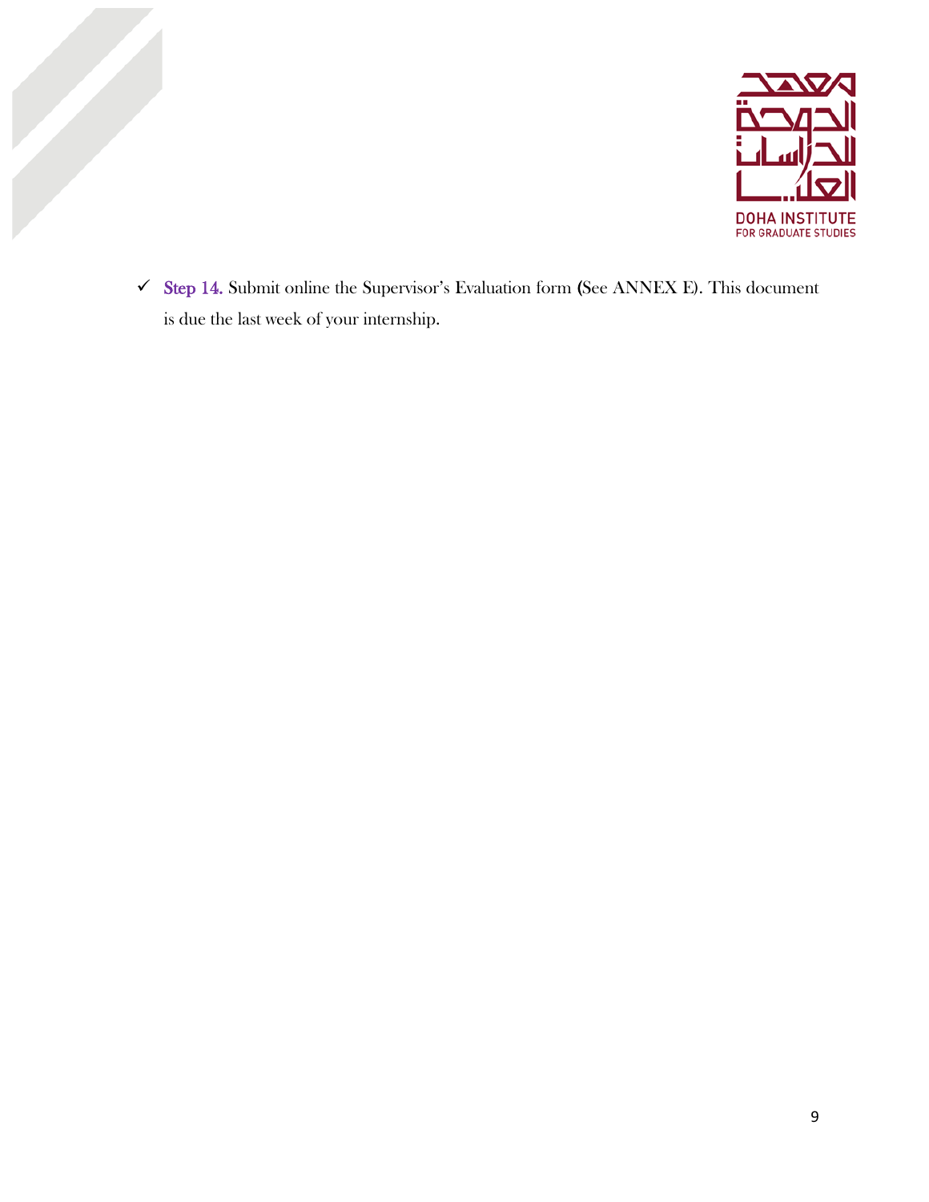- ✓ Step 14. Submit online the Supervisor's Evaluation form (See ANNEX E). This document is due the last week of your internship.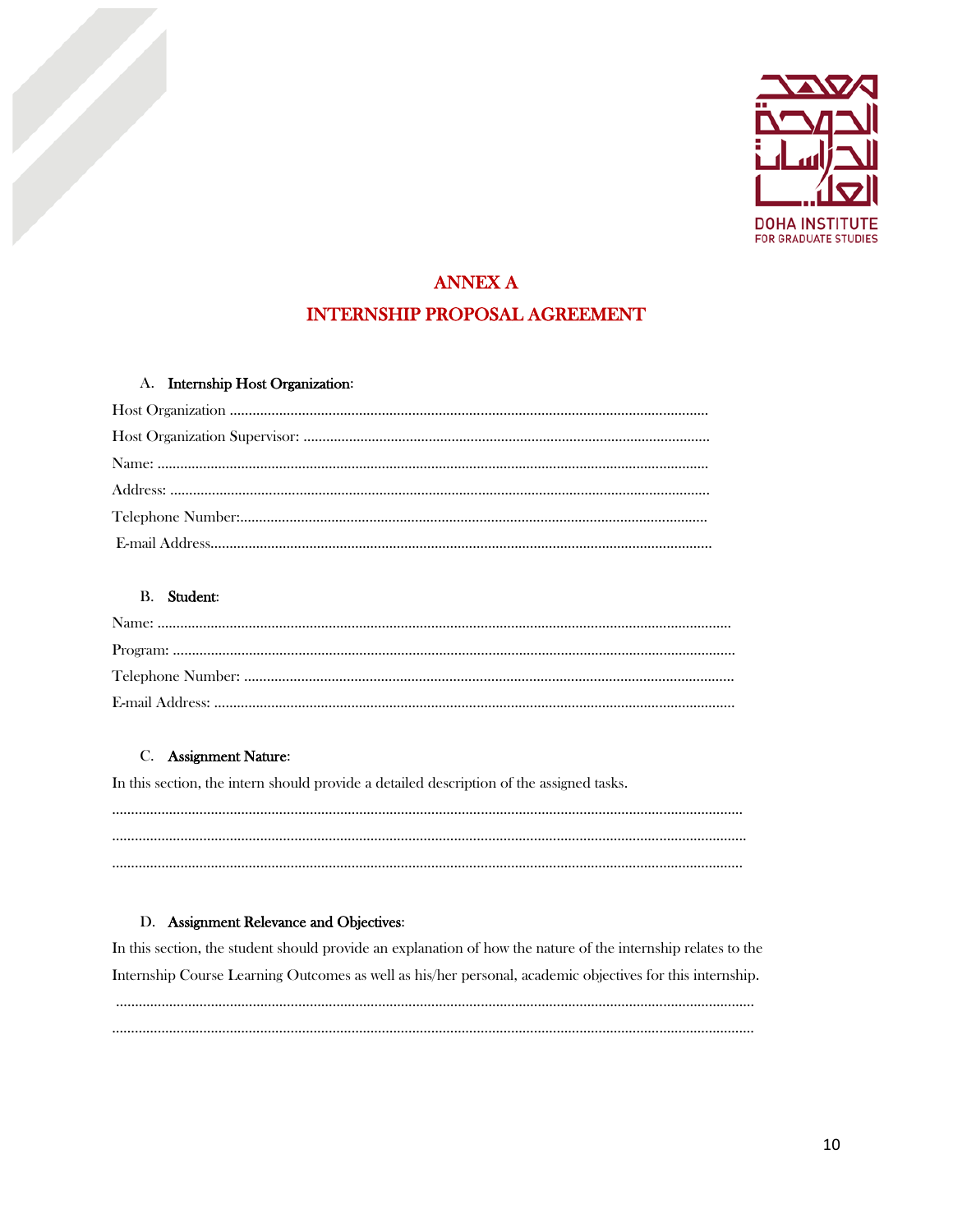# ANNEX A

# INTERNSHIP PROPOSAL AGREEMENT

A. **Internship Host Organization**:

Host Organization ..............................................................................................................................

Host Organization Supervisor: ..........................................................................................................

Name: ................................................................................................................................................

Address: .............................................................................................................................................

Telephone Number:..........................................................................................................................

E-mail Address...................................................................................................................................

B. **Student**:

Name: ...................................................................................................................................................

Program: ..............................................................................................................................................

Telephone Number: ...........................................................................................................................

E-mail Address: ..................................................................................................................................

C. **Assignment Nature**:

In this section, the intern should provide a detailed description of the assigned tasks.

..................................................................................................................................................................

..................................................................................................................................................................

..................................................................................................................................................................

D. **Assignment Relevance and Objectives**:

In this section, the student should provide an explanation of how the nature of the internship relates to the Internship Course Learning Outcomes as well as his/her personal, academic objectives for this internship.

..................................................................................................................................................................

..................................................................................................................................................................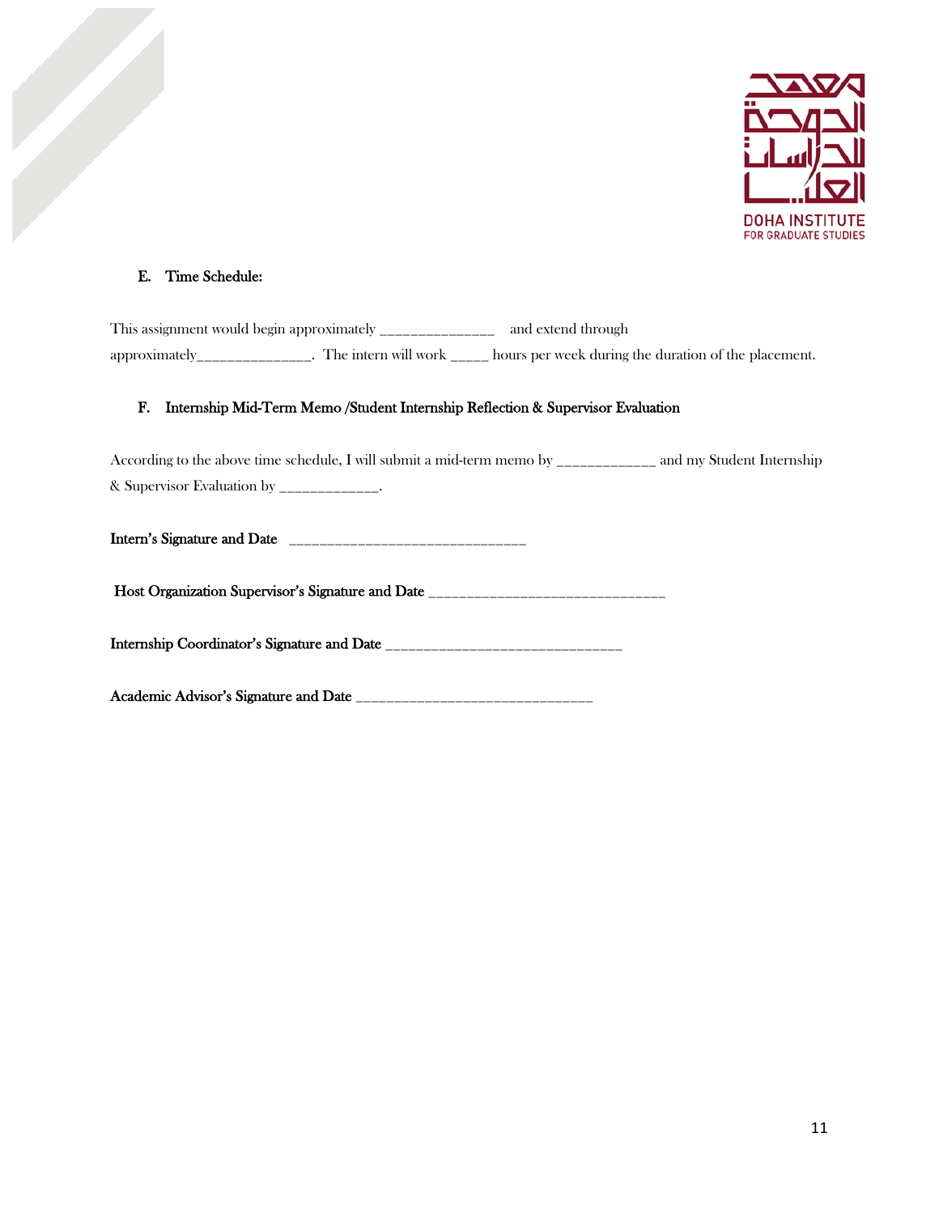### E. Time Schedule:

This assignment would begin approximately _______________ and extend through approximately_______________. The intern will work _____ hours per week during the duration of the placement.

### F. Internship Mid-Term Memo /Student Internship Reflection & Supervisor Evaluation

According to the above time schedule, I will submit a mid-term memo by _____________ and my Student Internship & Supervisor Evaluation by _____________.

**Intern's Signature and Date** ________________________________

**Host Organization Supervisor's Signature and Date** ________________________________

**Internship Coordinator's Signature and Date** ________________________________

**Academic Advisor's Signature and Date** ________________________________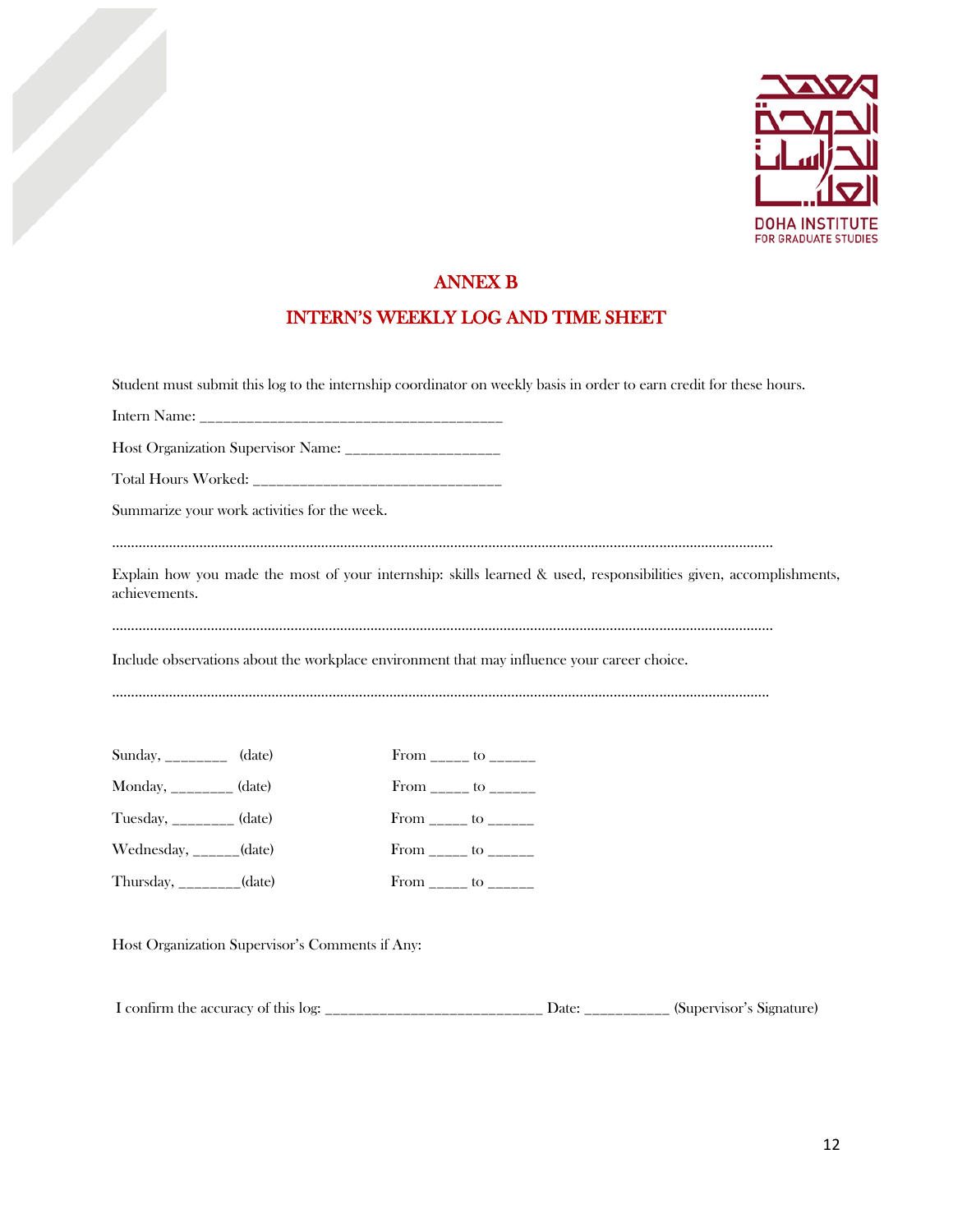## ANNEX B

## INTERN'S WEEKLY LOG AND TIME SHEET

Student must submit this log to the internship coordinator on weekly basis in order to earn credit for these hours.

Intern Name: ______________________________________

Host Organization Supervisor Name: ____________________

Total Hours Worked: _______________________________

Summarize your work activities for the week.

......................................................................................................................................................................

Explain how you made the most of your internship: skills learned & used, responsibilities given, accomplishments, achievements.

......................................................................................................................................................................

Include observations about the workplace environment that may influence your career choice.

......................................................................................................................................................................

Sunday, ________ (date)    From _____ to ______

Monday, ________ (date)    From _____ to ______

Tuesday, ________ (date)    From _____ to ______

Wednesday, ______(date)    From _____ to ______

Thursday, ________(date)    From _____ to ______

Host Organization Supervisor's Comments if Any:

I confirm the accuracy of this log: ____________________________ Date: ___________ (Supervisor's Signature)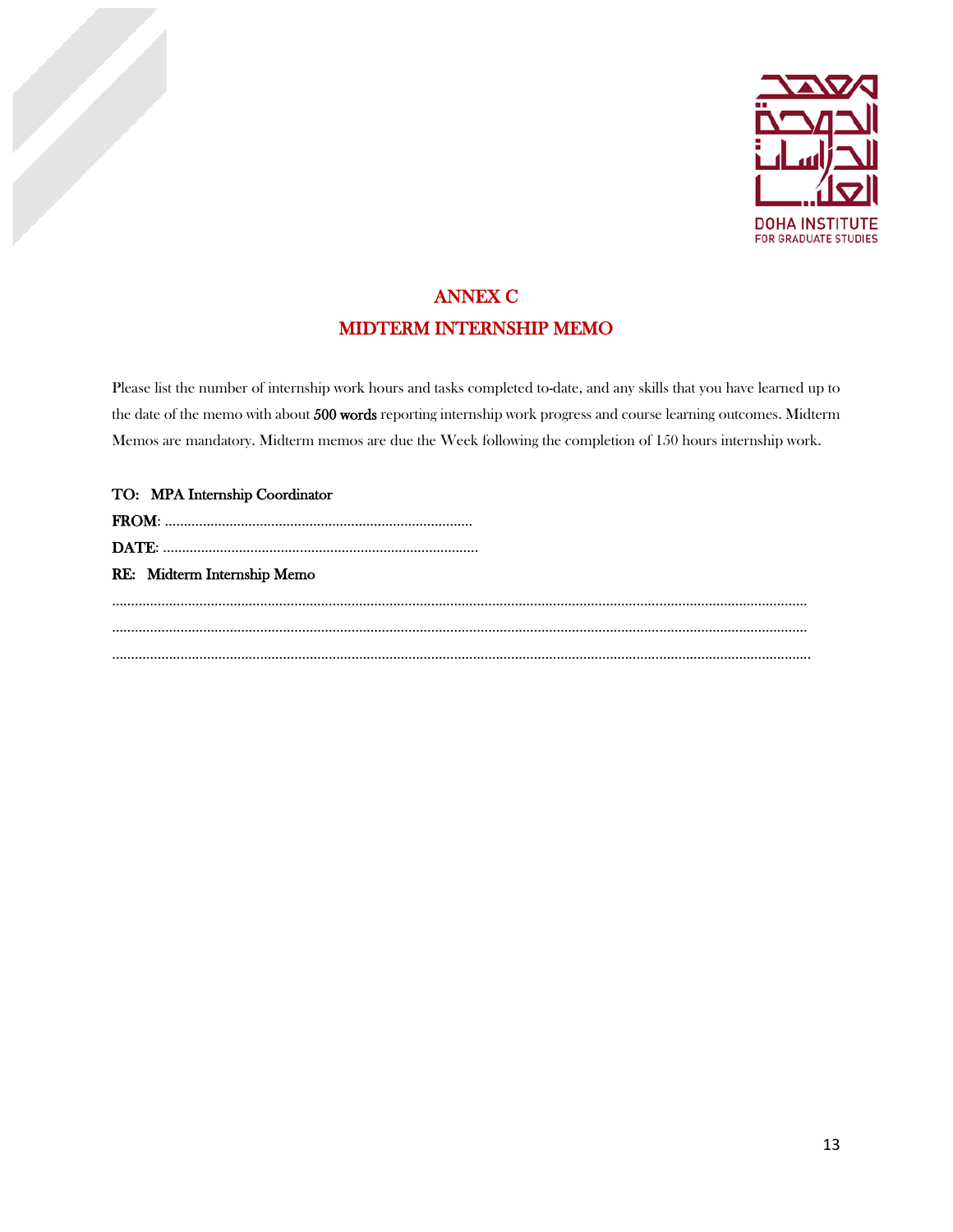# ANNEX C
## MIDTERM INTERNSHIP MEMO

Please list the number of internship work hours and tasks completed to-date, and any skills that you have learned up to the date of the memo with about **500 words** reporting internship work progress and course learning outcomes. Midterm Memos are mandatory. Midterm memos are due the Week following the completion of 150 hours internship work.

**TO:** **MPA Internship Coordinator**

**FROM**: ……………………………………………………………………

**DATE**: ……………………………………………………………………

**RE:** **Midterm Internship Memo**

……………………………………………………………………………………………………………………………………………

……………………………………………………………………………………………………………………………………………

……………………………………………………………………………………………………………………………………………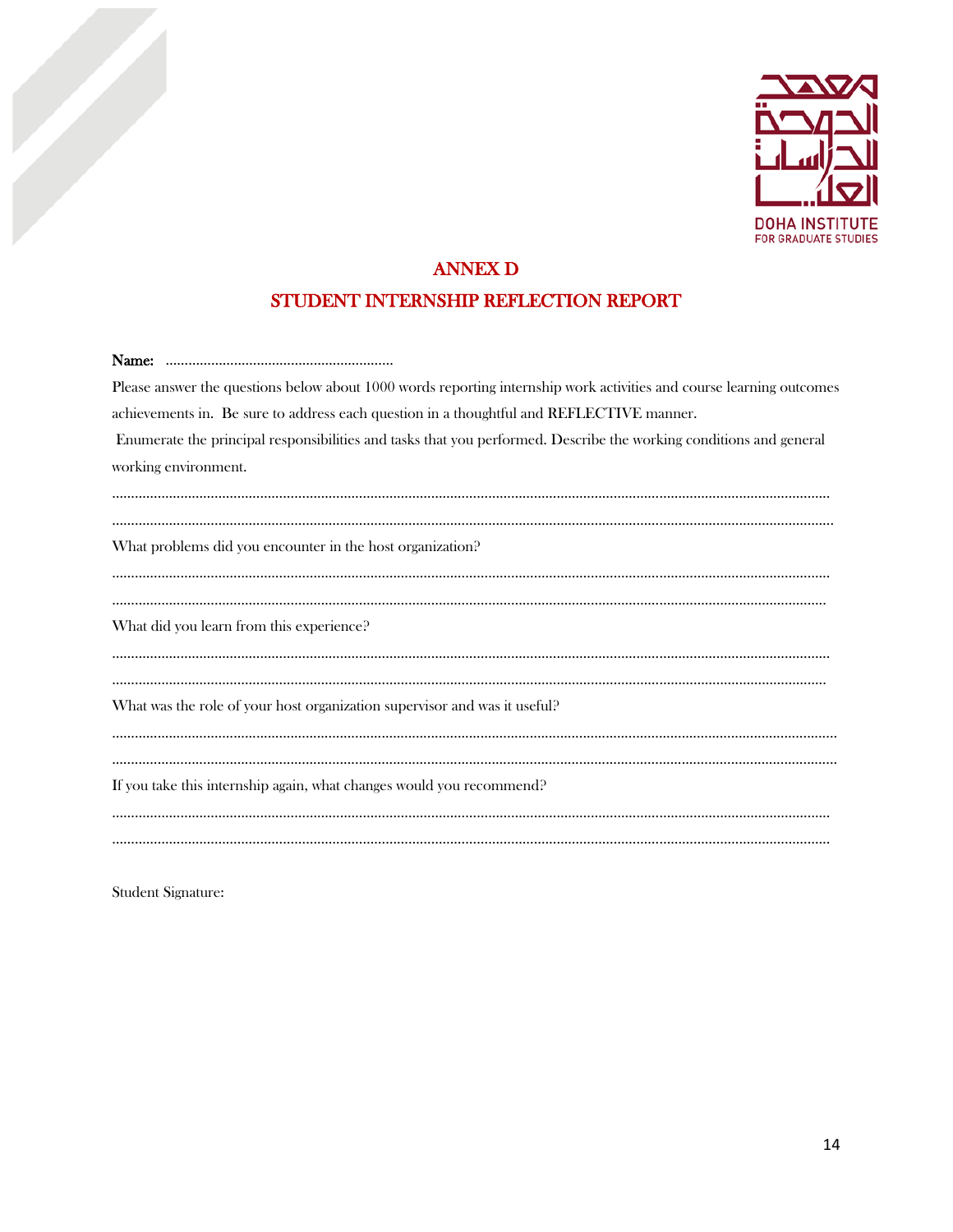# ANNEX D

## STUDENT INTERNSHIP REFLECTION REPORT

**Name:** ..............................................................

Please answer the questions below about 1000 words reporting internship work activities and course learning outcomes achievements in. Be sure to address each question in a thoughtful and REFLECTIVE manner.

Enumerate the principal responsibilities and tasks that you performed. Describe the working conditions and general working environment.

..........................................................................................................................................................................

..........................................................................................................................................................................

What problems did you encounter in the host organization?

..........................................................................................................................................................................

..........................................................................................................................................................................

What did you learn from this experience?

..........................................................................................................................................................................

..........................................................................................................................................................................

What was the role of your host organization supervisor and was it useful?

..........................................................................................................................................................................

..........................................................................................................................................................................

If you take this internship again, what changes would you recommend?

..........................................................................................................................................................................

..........................................................................................................................................................................

Student Signature: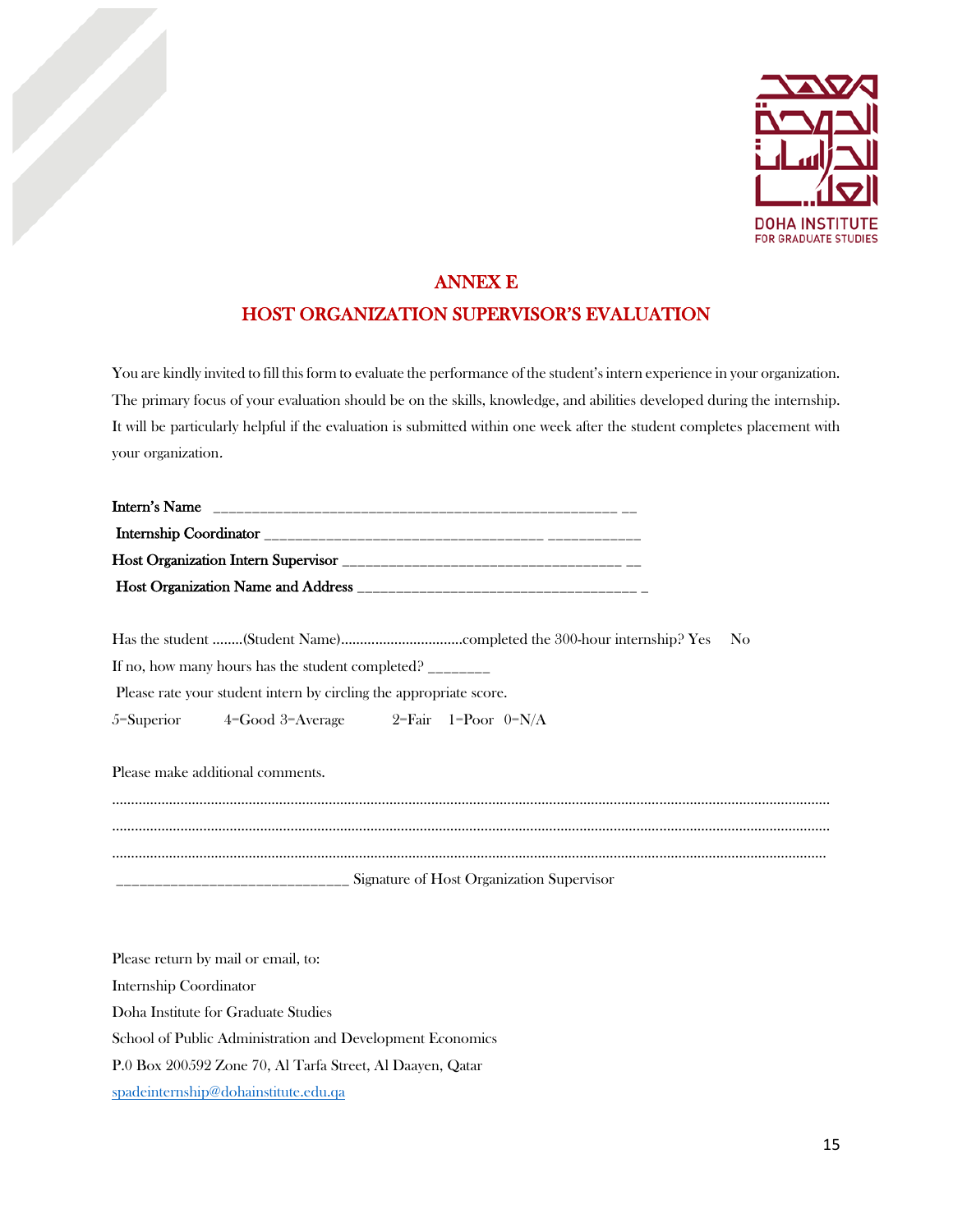## ANNEX E

## HOST ORGANIZATION SUPERVISOR'S EVALUATION

You are kindly invited to fill this form to evaluate the performance of the student's intern experience in your organization. The primary focus of your evaluation should be on the skills, knowledge, and abilities developed during the internship. It will be particularly helpful if the evaluation is submitted within one week after the student completes placement with your organization.

**Intern's Name** _______________________________________________ __

**Internship Coordinator** ________________________________ ___________

**Host Organization Intern Supervisor** ________________________________ __

**Host Organization Name and Address** _________________________________ _

Has the student ........(Student Name)................................completed the 300-hour internship? Yes No

If no, how many hours has the student completed? _______

Please rate your student intern by circling the appropriate score.

5=Superior 4=Good 3=Average 2=Fair 1=Poor 0=N/A

Please make additional comments.

..........................................................................................................................................................................................

..........................................................................................................................................................................................

..........................................................................................................................................................................................

_____________________________ Signature of Host Organization Supervisor

Please return by mail or email, to:

Internship Coordinator

Doha Institute for Graduate Studies

School of Public Administration and Development Economics

P.0 Box 200592 Zone 70, Al Tarfa Street, Al Daayen, Qatar

spadeinternship@dohainstitute.edu.qa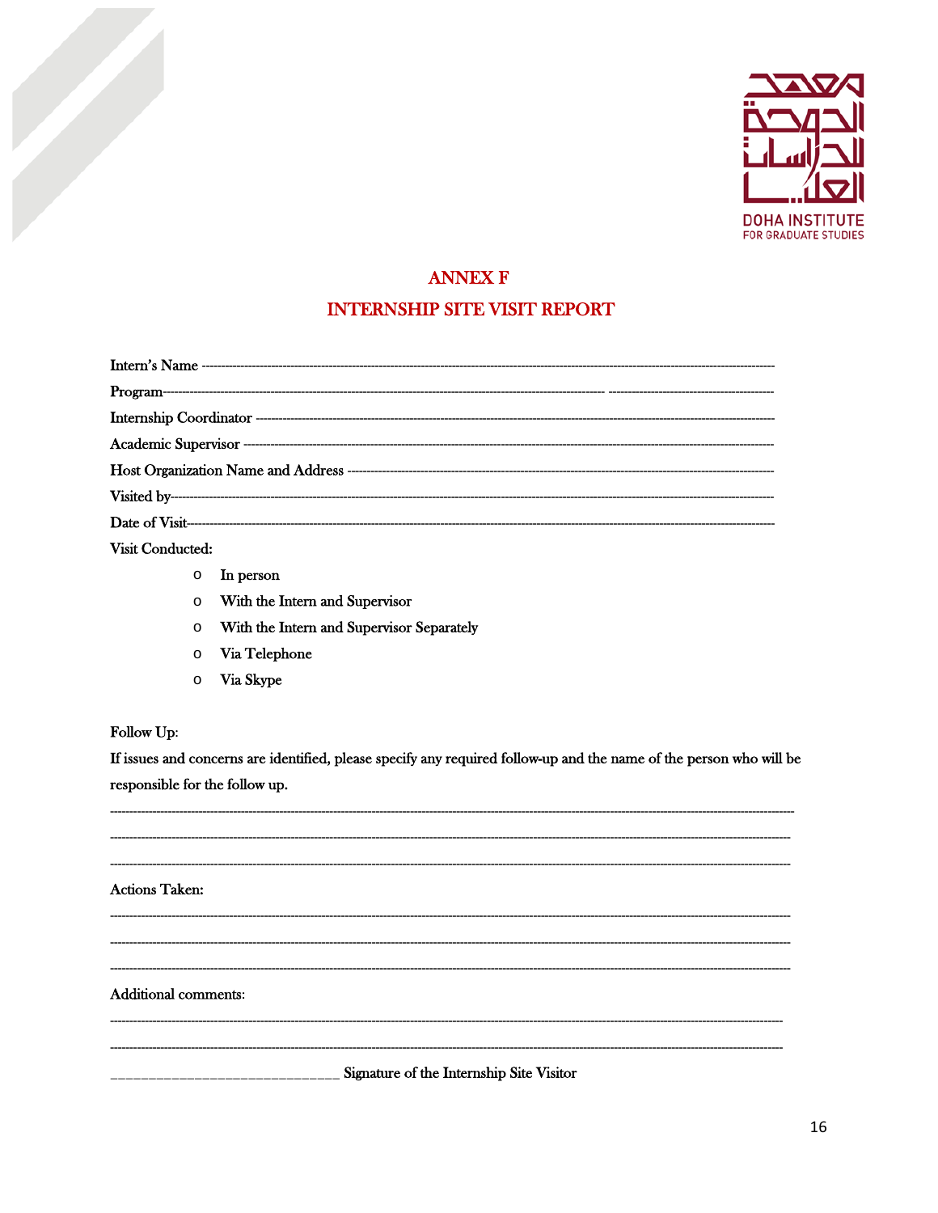# ANNEX F

# INTERNSHIP SITE VISIT REPORT

Intern's Name ----------------------------------------------------------------------------------------------------------------

Program------------------------------------------------------------------------------------------ ---------------------------------

Internship Coordinator ---------------------------------------------------------------------------------------------------------

Academic Supervisor -----------------------------------------------------------------------------------------------------------

Host Organization Name and Address ------------------------------------------------------------------------------------

Visited by-------------------------------------------------------------------------------------------------------------------------

Date of Visit----------------------------------------------------------------------------------------------------------------------

Visit Conducted:

- In person
- With the Intern and Supervisor
- With the Intern and Supervisor Separately
- Via Telephone
- Via Skype

Follow Up:

If issues and concerns are identified, please specify any required follow-up and the name of the person who will be responsible for the follow up.

--------------------------------------------------------------------------------------------------------------------------------

--------------------------------------------------------------------------------------------------------------------------------

--------------------------------------------------------------------------------------------------------------------------------

Actions Taken:

--------------------------------------------------------------------------------------------------------------------------------

--------------------------------------------------------------------------------------------------------------------------------

--------------------------------------------------------------------------------------------------------------------------------

Additional comments:

--------------------------------------------------------------------------------------------------------------------------------

--------------------------------------------------------------------------------------------------------------------------------

____________________________ Signature of the Internship Site Visitor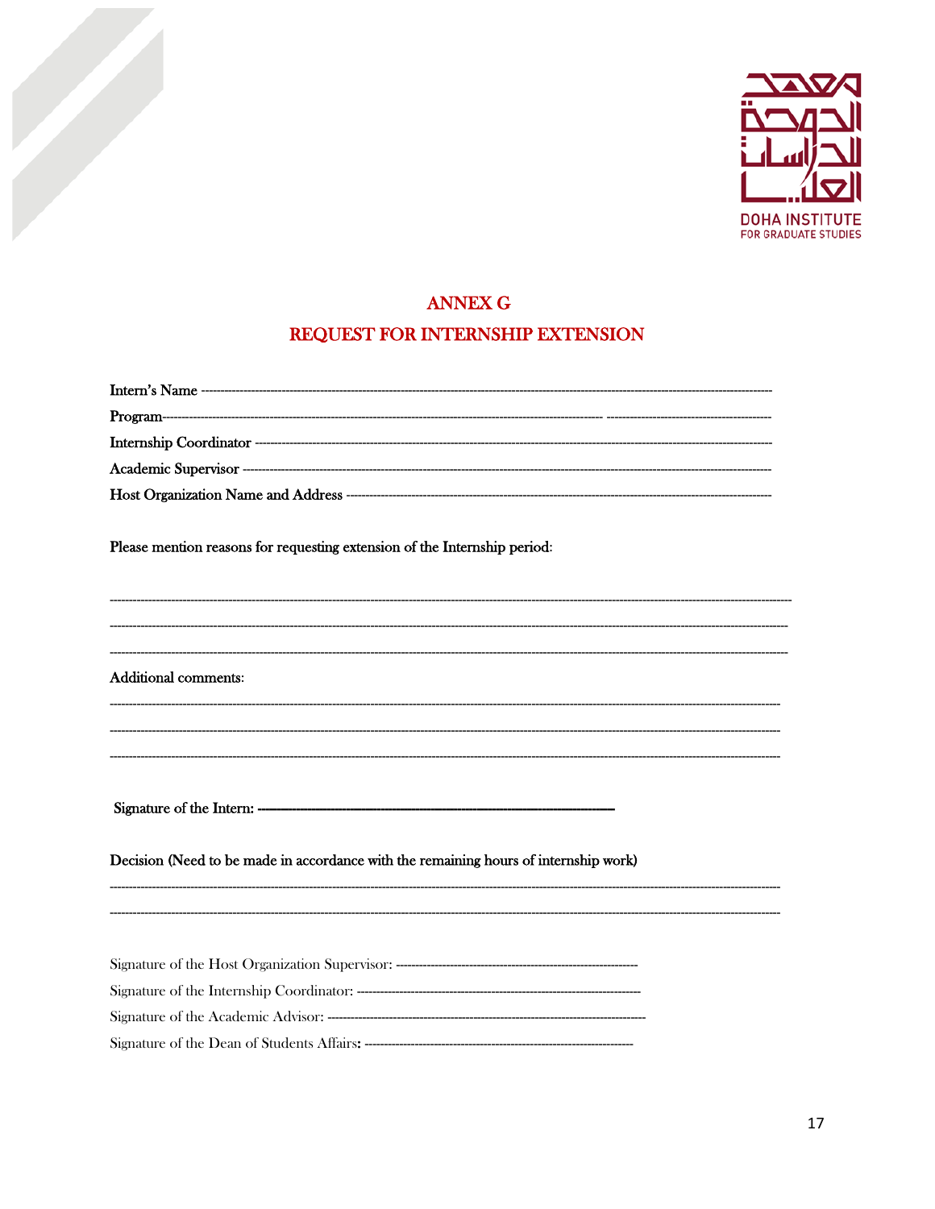DOHA INSTITUTE FOR GRADUATE STUDIES

## ANNEX G

## REQUEST FOR INTERNSHIP EXTENSION

**Intern's Name** ---------------------------------------------------------------------------------------------------------------------------------

**Program**---------------------------------------------------------------------------------------------------------------------------------------

**Internship Coordinator** ------------------------------------------------------------------------------------------------------------------------

**Academic Supervisor** --------------------------------------------------------------------------------------------------------------------------

**Host Organization Name and Address** --------------------------------------------------------------------------------------------------------

**Please mention reasons for requesting extension of the Internship period:**

---------------------------------------------------------------------------------------------------------------------------------------------------------

---------------------------------------------------------------------------------------------------------------------------------------------------------

---------------------------------------------------------------------------------------------------------------------------------------------------------

**Additional comments:**

---------------------------------------------------------------------------------------------------------------------------------------------------------

---------------------------------------------------------------------------------------------------------------------------------------------------------

---------------------------------------------------------------------------------------------------------------------------------------------------------

**Signature of the Intern:** ---------------------------------------------------------------------

**Decision (Need to be made in accordance with the remaining hours of internship work)**

---------------------------------------------------------------------------------------------------------------------------------------------------------

---------------------------------------------------------------------------------------------------------------------------------------------------------

Signature of the Host Organization Supervisor: -------------------------------------------------------------

Signature of the Internship Coordinator: -----------------------------------------------------------------------

Signature of the Academic Advisor: ------------------------------------------------------------------------------

Signature of the Dean of Students Affairs: -------------------------------------------------------------------